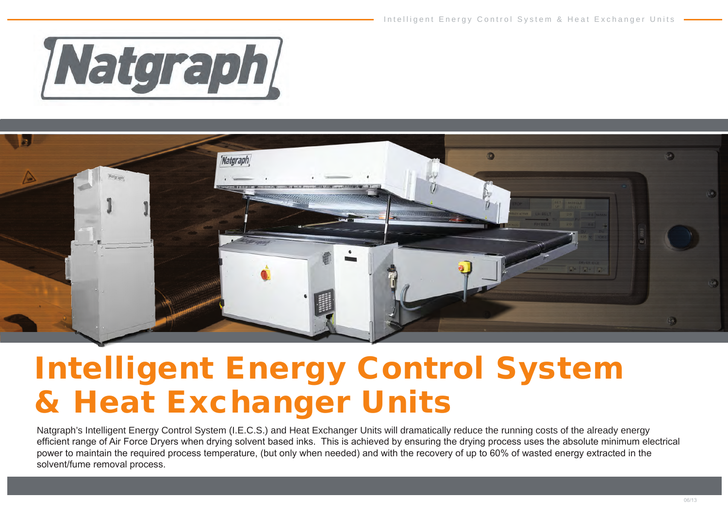# Intelligent Energy Control System & Heat Exchanger Units

Natgraph's Intelligent Energy Control System (I.E.C.S.) and Heat Exchanger Units will dramatically reduce the running costs of the already energy efficient range of Air Force Dryers when drying solvent based inks. This is achieved by ensuring the drying process uses the absolute minimum electrical power to maintain the required process temperature, (but only when needed) and with the recovery of up to 60% of wasted energy extracted in the solvent/fume removal process.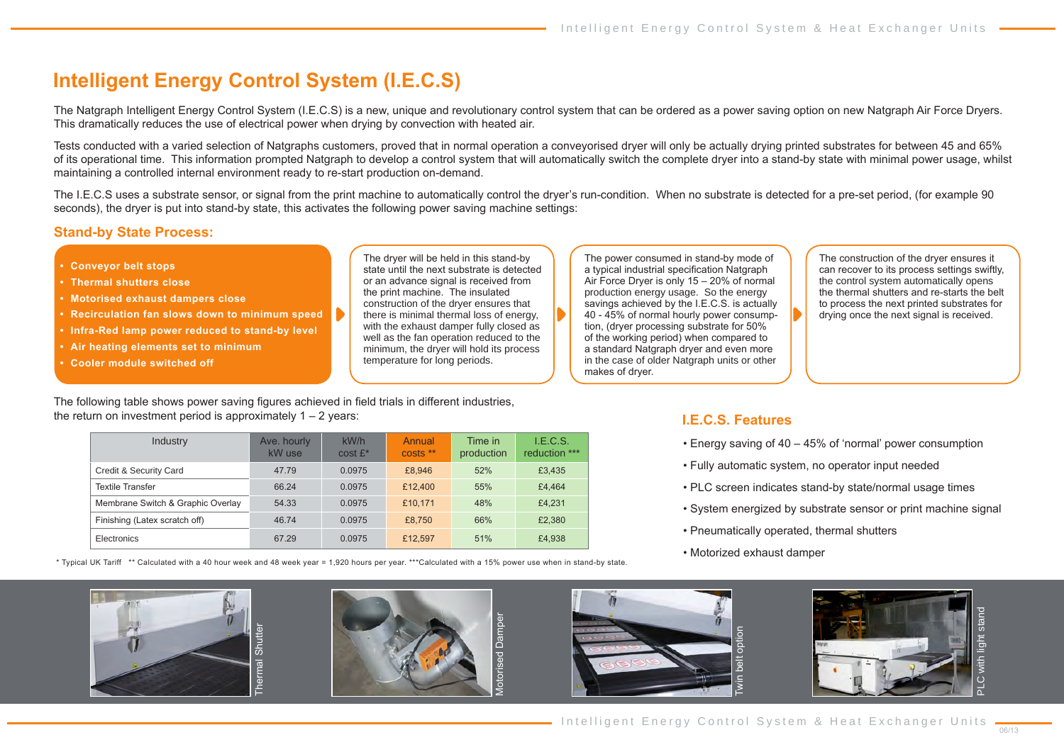# Intelligent Energy Control System (I.E.C.S)

The Natgraph Intelligent Energy Control System (I.E.C.S) is a new, unique and revolutionary control system that can be ordered as a power saving option on new Natgraph Air Force Dryers. This dramatically reduces the use of electrical power when drying by convection with heated air.

Tests conducted with a varied selection of Natgraphs customers, proved that in normal operation a conveyorised dryer will only be actually drying printed substrates for between 45 and 65% of its operational time. This information prompted Natgraph to develop a control system that will automatically switch the complete dryer into a stand-by state with minimal power usage, whilst maintaining a controlled internal environment ready to re-start production on-demand.

The I.E.C.S uses a substrate sensor, or signal from the print machine to automatically control the dryer's run-condition. When no substrate is detected for a pre-set period, (for example 90 seconds), the dryer is put into stand-by state, this activates the following power saving machine settings:

## Stand-by State Process:

- **Conveyor belt stops**
- **Thermal shutters close**
- **Motorised exhaust dampers close**
- **Recirculation fan slows down to minimum speed**
- **Infra-Red lamp power reduced to stand-by level**
- **Air heating elements set to minimum**
- **Cooler module switched off**

The dryer will be held in this stand-by state until the next substrate is detected or an advance signal is received from the print machine. The insulated construction of the dryer ensures that there is minimal thermal loss of energy, with the thermal exhaust damper fully closed as well as the fan operation reduced to the minimum, the dryer will hold its process temperature for long periods.

The power consumed in stand-by mode of a typical industrial specification Natgraph Air Force Dryer is only 15 – 20% of normal production energy usage. So the energy savings achieved by the I.E.C.S. is actually 40 - 45% of normal hourly power consumption, (dryer processing substrate for 50% of the working period) when compared to a standard Natgraph dryer and even more in the case of older Natgraph units or other makes of dryer.

The construction of the dryer ensures it can recover to its process settings swiftly, the control system automatically opens the thermal shutters and re-starts the belt to process the next printed substrates for drying once the next signal is received.

The following table shows power saving figures achieved in field trials in different industries, the return on investment period is approximately 1 – 2 years:

| Industry | Ave. hourly kW use | kW/h cost £* | Annual costs ** | Time in production | I.E.C.S. reduction *** |
|---|---|---|---|---|---|
| Credit & Security Card | 47.79 | 0.0975 | £8,946 | 52% | £3,435 |
| Textile Transfer | 66.24 | 0.0975 | £12,400 | 55% | £4,464 |
| Membrane Switch & Graphic Overlay | 54.33 | 0.0975 | £10,171 | 48% | £4,231 |
| Finishing (Latex scratch off) | 46.74 | 0.0975 | £8,750 | 66% | £2,380 |
| Electronics | 67.29 | 0.0975 | £12,597 | 51% | £4,938 |

\* Typical UK Tariff ** Calculated with a 40 hour week and 48 week year = 1,920 hours per year. ***Calculated with a 15% power use when in stand-by state.

## I.E.C.S. Features

- Energy saving of 40 – 45% of 'normal' power consumption
- Fully automatic system, no operator input needed
- PLC screen indicates stand-by state/normal usage times
- System energized by substrate sensor or print machine signal
- Pneumatically operated, thermal shutters
- Motorized exhaust damper

Thermal Shutter

Motorised Damper

Twin belt option

PLC with light stand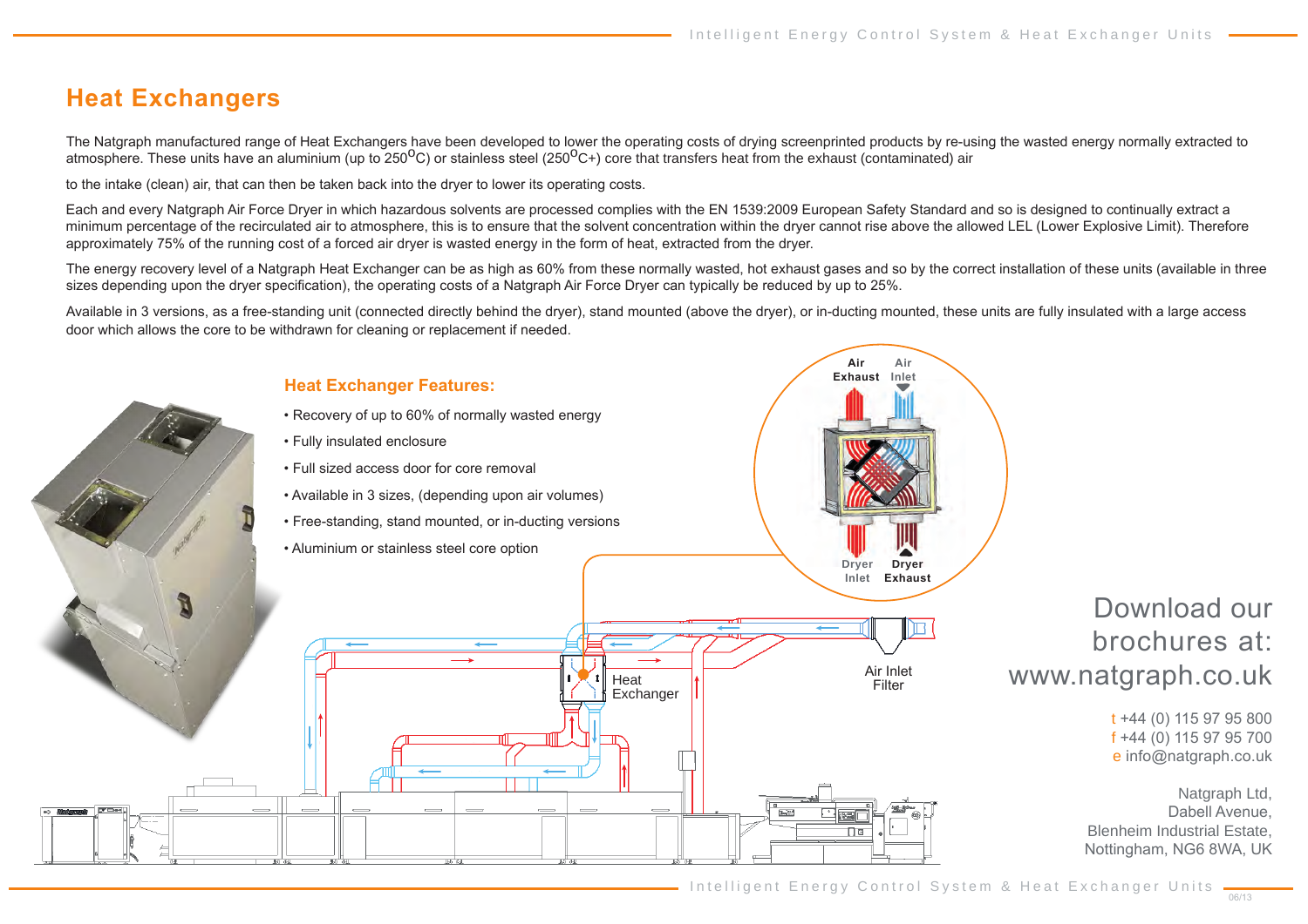## Heat Exchangers

The Natgraph manufactured range of Heat Exchangers have been developed to lower the operating costs of drying screenprinted products by re-using the wasted energy normally extracted to atmosphere. These units have an aluminium (up to 250$^{O}$C) or stainless steel (250$^{O}$C+) core that transfers heat from the exhaust (contaminated) air

to the intake (clean) air, that can then be taken back into the dryer to lower its operating costs.

Each and every Natgraph Air Force Dryer in which hazardous solvents are processed complies with the EN 1539:2009 European Safety Standard and so is designed to continually extract a minimum percentage of the recirculated air to atmosphere, this is to ensure that the solvent concentration within the dryer cannot rise above the allowed LEL (Lower Explosive Limit). Therefore approximately 75% of the running cost of a forced air dryer is wasted energy in the form of heat, extracted from the dryer.

The energy recovery level of a Natgraph Heat Exchanger can be as high as 60% from these normally wasted, hot exhaust gases and so by the correct installation of these units (available in three sizes depending upon the dryer specification), the operating costs of a Natgraph Air Force Dryer can typically be reduced by up to 25%.

Available in 3 versions, as a free-standing unit (connected directly behind the dryer), stand mounted (above the dryer), or in-ducting mounted, these units are fully insulated with a large access door which allows the core to be withdrawn for cleaning or replacement if needed.

### Heat Exchanger Features:

- Recovery of up to 60% of normally wasted energy
- Fully insulated enclosure
- Full sized access door for core removal
- Available in 3 sizes, (depending upon air volumes)
- Free-standing, stand mounted, or in-ducting versions
- Aluminium or stainless steel core option

Air Exhaust

Air Inlet

Dryer Inlet

Dryer Exhaust

Heat Exchanger

Air Inlet Filter

Download our brochures at: www.natgraph.co.uk

t +44 (0) 115 97 95 800
f +44 (0) 115 97 95 700
e info@natgraph.co.uk

Natgraph Ltd,
Dabell Avenue,
Blenheim Industrial Estate,
Nottingham, NG6 8WA, UK

06/13